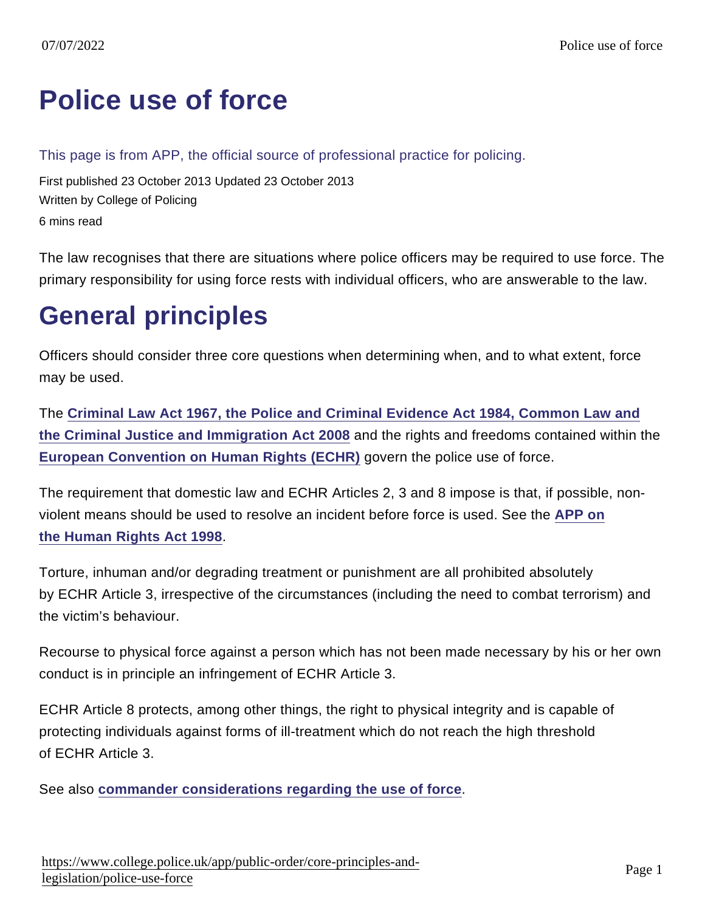# Police use of force

This page is from APP, the official source of professional practice for policing.

First published 23 October 2013 Updated 23 October 2013

Written by College of Policing

6 mins read

The law recognises that there are situations where police officers may be required to use force. The primary responsibility for using force rests with individual officers, who are answerable to the law.

## General principles

Officers should consider three core questions when determining when, and to what extent, force may be used.

The **Criminal Law Act 1967, the Police and Criminal Evidence Act 1984, Common Law and the Criminal Justice and Immigration Act 2008** and the rights and freedoms contained within the **European Convention on Human Rights (ECHR)** govern the police use of force.

The requirement that domestic law and ECHR Articles 2, 3 and 8 impose is that, if possible, non-violent means should be used to resolve an incident before force is used. See the **APP on the Human Rights Act 1998**.

Torture, inhuman and/or degrading treatment or punishment are all prohibited absolutely by ECHR Article 3, irrespective of the circumstances (including the need to combat terrorism) and the victim's behaviour.

Recourse to physical force against a person which has not been made necessary by his or her own conduct is in principle an infringement of ECHR Article 3.

ECHR Article 8 protects, among other things, the right to physical integrity and is capable of protecting individuals against forms of ill-treatment which do not reach the high threshold of ECHR Article 3.

See also **commander considerations regarding the use of force**.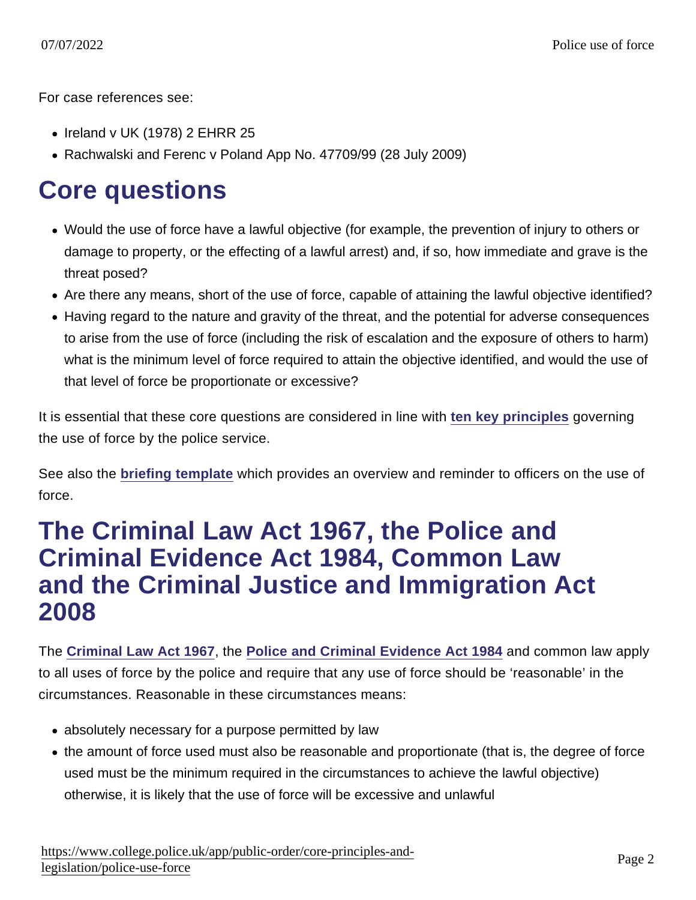For case references see:

- Ireland v UK (1978) 2 EHRR 25
- Rachwalski and Ferenc v Poland App No. 47709/99 (28 July 2009)

## Core questions

- Would the use of force have a lawful objective (for example, the prevention of injury to others or damage to property, or the effecting of a lawful arrest) and, if so, how immediate and grave is the threat posed?
- Are there any means, short of the use of force, capable of attaining the lawful objective identified?
- Having regard to the nature and gravity of the threat, and the potential for adverse consequences to arise from the use of force (including the risk of escalation and the exposure of others to harm) what is the minimum level of force required to attain the objective identified, and would the use of that level of force be proportionate or excessive?

It is essential that these core questions are considered in line with ten key principles governing the use of force by the police service.

See also the briefing template which provides an overview and reminder to officers on the use of force.

## The Criminal Law Act 1967, the Police and Criminal Evidence Act 1984, Common Law and the Criminal Justice and Immigration Act 2008

The Criminal Law Act 1967, the Police and Criminal Evidence Act 1984 and common law apply to all uses of force by the police and require that any use of force should be ‘reasonable’ in the circumstances. Reasonable in these circumstances means:

- absolutely necessary for a purpose permitted by law
- the amount of force used must also be reasonable and proportionate (that is, the degree of force used must be the minimum required in the circumstances to achieve the lawful objective) otherwise, it is likely that the use of force will be excessive and unlawful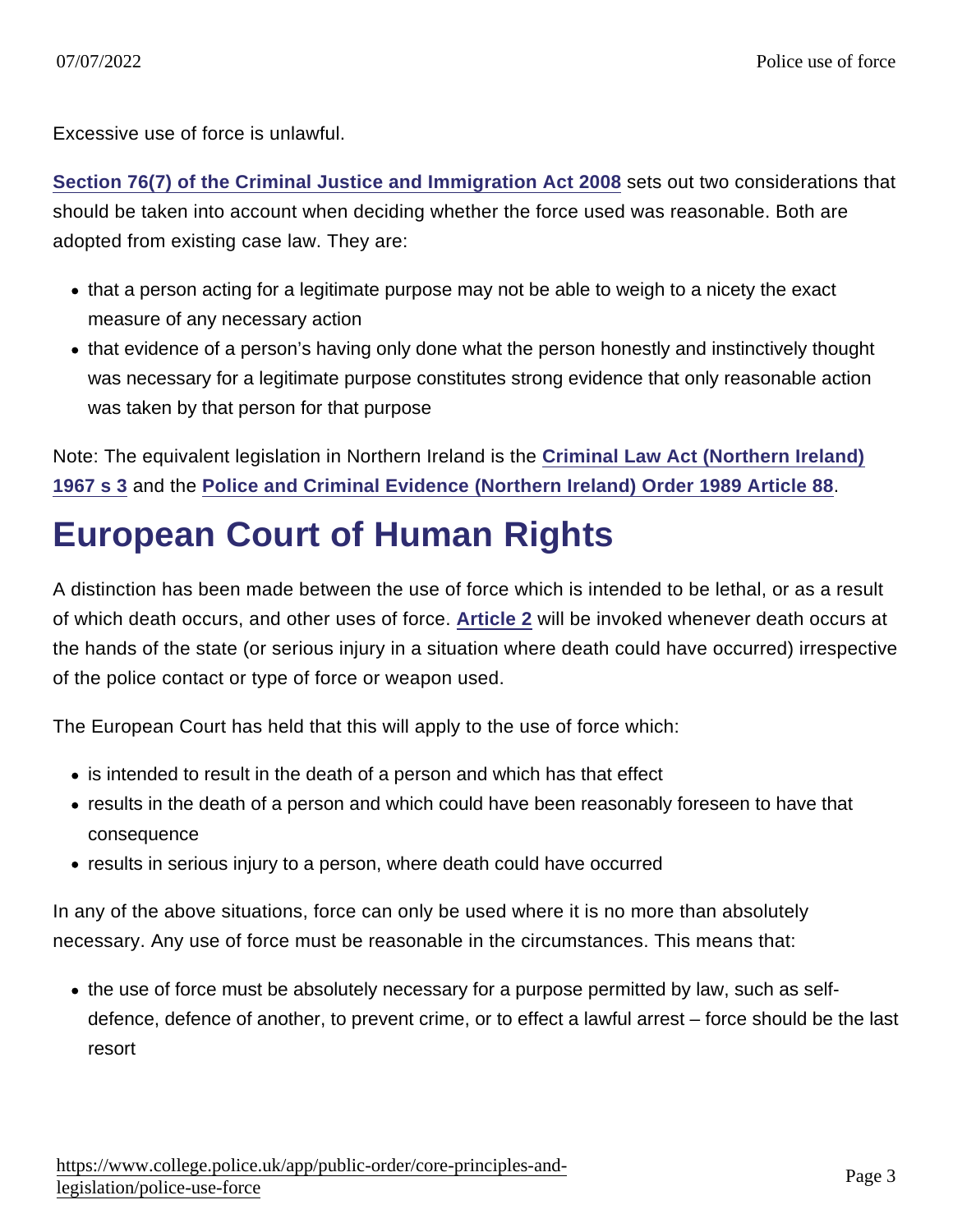Excessive use of force is unlawful.

Section 76(7) of the Criminal Justice and Immigration Act 2008 sets out two considerations that should be taken into account when deciding whether the force used was reasonable. Both are adopted from existing case law. They are:

- that a person acting for a legitimate purpose may not be able to weigh to a nicety the exact measure of any necessary action
- that evidence of a person's having only done what the person honestly and instinctively thought was necessary for a legitimate purpose constitutes strong evidence that only reasonable action was taken by that person for that purpose

Note: The equivalent legislation in Northern Ireland is the Criminal Law Act (Northern Ireland) 1967 s 3 and the Police and Criminal Evidence (Northern Ireland) Order 1989 Article 88.

# European Court of Human Rights

A distinction has been made between the use of force which is intended to be lethal, or as a result of which death occurs, and other uses of force. Article 2 will be invoked whenever death occurs at the hands of the state (or serious injury in a situation where death could have occurred) irrespective of the police contact or type of force or weapon used.

The European Court has held that this will apply to the use of force which:

- is intended to result in the death of a person and which has that effect
- results in the death of a person and which could have been reasonably foreseen to have that consequence
- results in serious injury to a person, where death could have occurred

In any of the above situations, force can only be used where it is no more than absolutely necessary. Any use of force must be reasonable in the circumstances. This means that:

- the use of force must be absolutely necessary for a purpose permitted by law, such as self-defence, defence of another, to prevent crime, or to effect a lawful arrest – force should be the last resort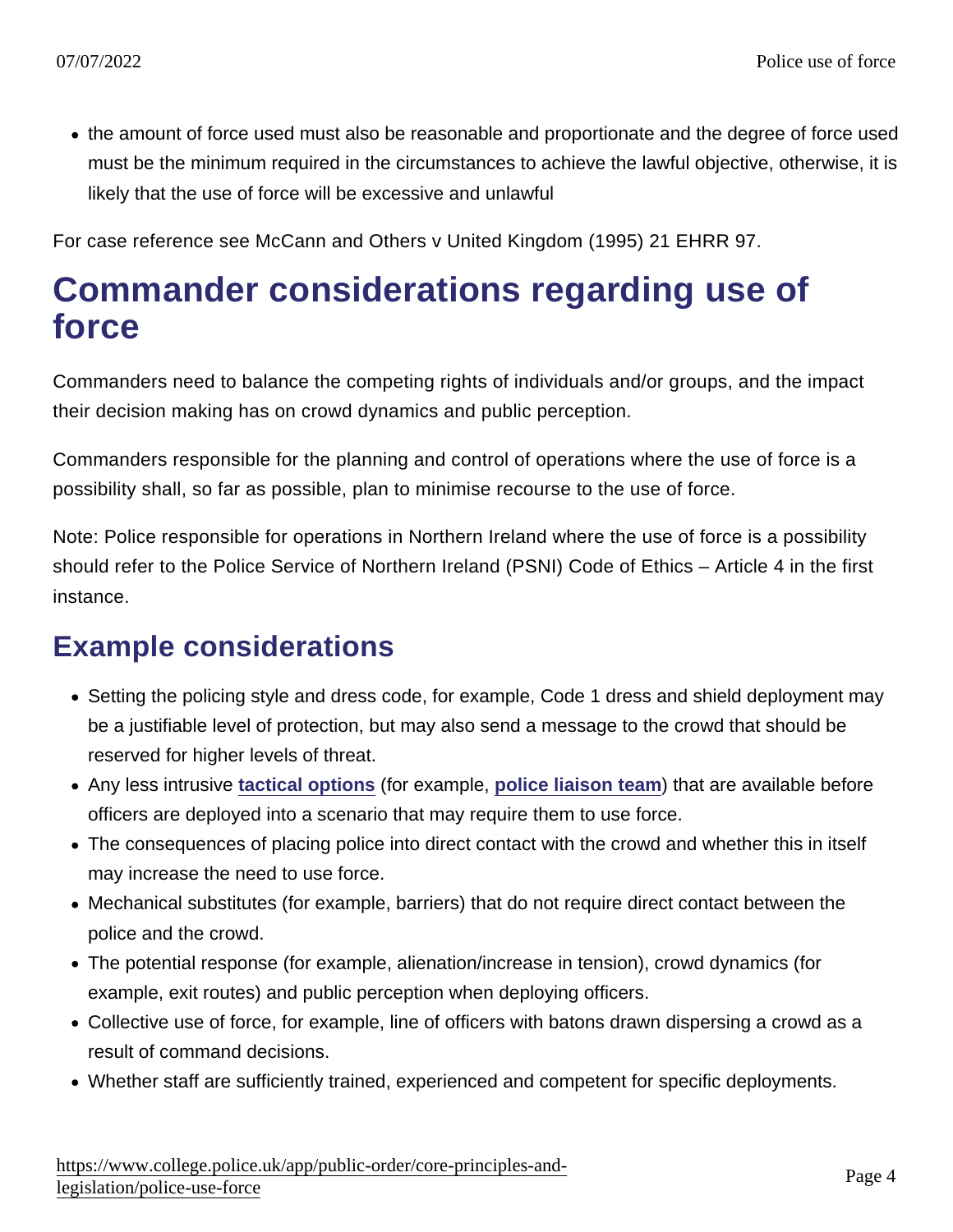- the amount of force used must also be reasonable and proportionate and the degree of force used must be the minimum required in the circumstances to achieve the lawful objective, otherwise, it is likely that the use of force will be excessive and unlawful

For case reference see McCann and Others v United Kingdom (1995) 21 EHRR 97.

# Commander considerations regarding use of force

Commanders need to balance the competing rights of individuals and/or groups, and the impact their decision making has on crowd dynamics and public perception.

Commanders responsible for the planning and control of operations where the use of force is a possibility shall, so far as possible, plan to minimise recourse to the use of force.

Note: Police responsible for operations in Northern Ireland where the use of force is a possibility should refer to the Police Service of Northern Ireland (PSNI) Code of Ethics – Article 4 in the first instance.

## Example considerations

- Setting the policing style and dress code, for example, Code 1 dress and shield deployment may be a justifiable level of protection, but may also send a message to the crowd that should be reserved for higher levels of threat.
- Any less intrusive tactical options (for example, police liaison team) that are available before officers are deployed into a scenario that may require them to use force.
- The consequences of placing police into direct contact with the crowd and whether this in itself may increase the need to use force.
- Mechanical substitutes (for example, barriers) that do not require direct contact between the police and the crowd.
- The potential response (for example, alienation/increase in tension), crowd dynamics (for example, exit routes) and public perception when deploying officers.
- Collective use of force, for example, line of officers with batons drawn dispersing a crowd as a result of command decisions.
- Whether staff are sufficiently trained, experienced and competent for specific deployments.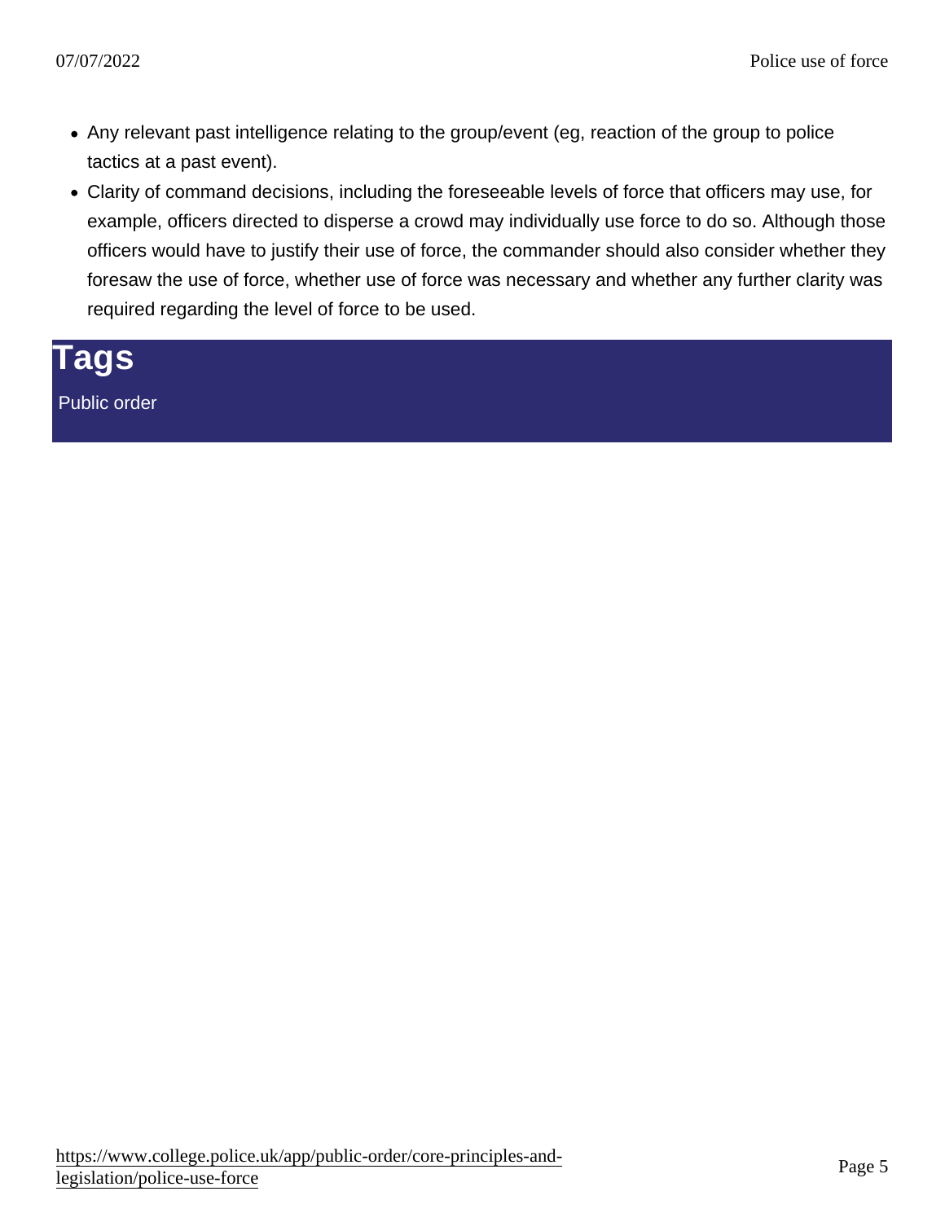- Any relevant past intelligence relating to the group/event (eg, reaction of the group to police tactics at a past event).
- Clarity of command decisions, including the foreseeable levels of force that officers may use, for example, officers directed to disperse a crowd may individually use force to do so. Although those officers would have to justify their use of force, the commander should also consider whether they foresaw the use of force, whether use of force was necessary and whether any further clarity was required regarding the level of force to be used.

## Tags

Public order